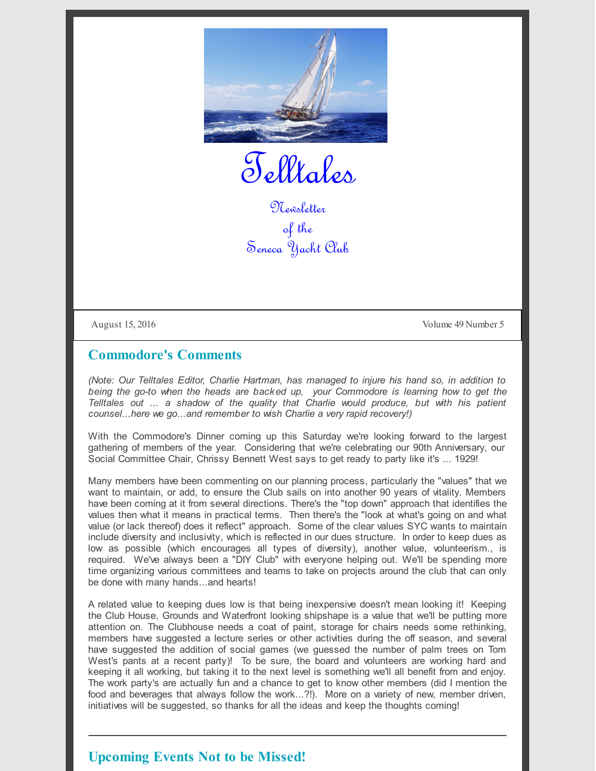# Telltales

Newsletter
of the
Seneca Yacht Club

August 15, 2016 Volume 49 Number 5

## Commodore's Comments

*(Note: Our Telltales Editor, Charlie Hartman, has managed to injure his hand so, in addition to being the go-to when the heads are backed up, your Commodore is learning how to get the Telltales out ... a shadow of the quality that Charlie would produce, but with his patient counsel...here we go...and remember to wish Charlie a very rapid recovery!)*

With the Commodore's Dinner coming up this Saturday we're looking forward to the largest gathering of members of the year. Considering that we're celebrating our 90th Anniversary, our Social Committee Chair, Chrissy Bennett West says to get ready to party like it's ... 1929!

Many members have been commenting on our planning process, particularly the "values" that we want to maintain, or add, to ensure the Club sails on into another 90 years of vitality. Members have been coming at it from several directions. There's the "top down" approach that identifies the values then what it means in practical terms. Then there's the "look at what's going on and what value (or lack thereof) does it reflect" approach. Some of the clear values SYC wants to maintain include diversity and inclusivity, which is reflected in our dues structure. In order to keep dues as low as possible (which encourages all types of diversity), another value, volunteerism., is required. We've always been a "DIY Club" with everyone helping out. We'll be spending more time organizing various committees and teams to take on projects around the club that can only be done with many hands...and hearts!

A related value to keeping dues low is that being inexpensive doesn't mean looking it! Keeping the Club House, Grounds and Waterfront looking shipshape is a value that we'll be putting more attention on. The Clubhouse needs a coat of paint, storage for chairs needs some rethinking, members have suggested a lecture series or other activities during the off season, and several have suggested the addition of social games (we guessed the number of palm trees on Tom West's pants at a recent party)! To be sure, the board and volunteers are working hard and keeping it all working, but taking it to the next level is something we'll all benefit from and enjoy. The work party's are actually fun and a chance to get to know other members (did I mention the food and beverages that always follow the work...?!). More on a variety of new, member driven, initiatives will be suggested, so thanks for all the ideas and keep the thoughts coming!

---

## Upcoming Events Not to be Missed!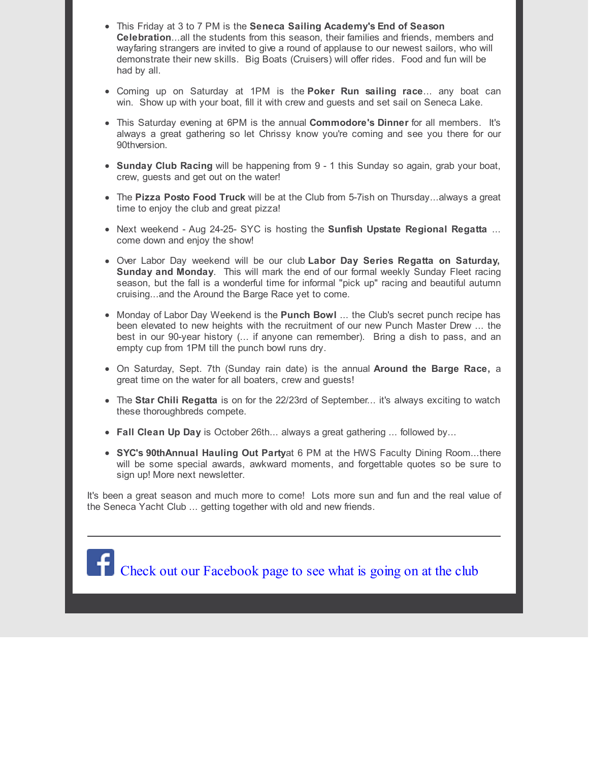- This Friday at 3 to 7 PM is the **Seneca Sailing Academy's End of Season Celebration**...all the students from this season, their families and friends, members and wayfaring strangers are invited to give a round of applause to our newest sailors, who will demonstrate their new skills. Big Boats (Cruisers) will offer rides. Food and fun will be had by all.

- Coming up on Saturday at 1PM is the **Poker Run sailing race**... any boat can win. Show up with your boat, fill it with crew and guests and set sail on Seneca Lake.

- This Saturday evening at 6PM is the annual **Commodore's Dinner** for all members. It's always a great gathering so let Chrissy know you're coming and see you there for our 90thversion.

- **Sunday Club Racing** will be happening from 9 - 1 this Sunday so again, grab your boat, crew, guests and get out on the water!

- The **Pizza Posto Food Truck** will be at the Club from 5-7ish on Thursday...always a great time to enjoy the club and great pizza!

- Next weekend - Aug 24-25- SYC is hosting the **Sunfish Upstate Regional Regatta** ... come down and enjoy the show!

- Over Labor Day weekend will be our club **Labor Day Series Regatta on Saturday, Sunday and Monday**. This will mark the end of our formal weekly Sunday Fleet racing season, but the fall is a wonderful time for informal "pick up" racing and beautiful autumn cruising...and the Around the Barge Race yet to come.

- Monday of Labor Day Weekend is the **Punch Bowl** ... the Club's secret punch recipe has been elevated to new heights with the recruitment of our new Punch Master Drew ... the best in our 90-year history (... if anyone can remember). Bring a dish to pass, and an empty cup from 1PM till the punch bowl runs dry.

- On Saturday, Sept. 7th (Sunday rain date) is the annual **Around the Barge Race,** a great time on the water for all boaters, crew and guests!

- The **Star Chili Regatta** is on for the 22/23rd of September... it's always exciting to watch these thoroughbreds compete.

- **Fall Clean Up Day** is October 26th... always a great gathering ... followed by...

- **SYC's 90thAnnual Hauling Out Party**at 6 PM at the HWS Faculty Dining Room...there will be some special awards, awkward moments, and forgettable quotes so be sure to sign up! More next newsletter.

It's been a great season and much more to come! Lots more sun and fun and the real value of the Seneca Yacht Club ... getting together with old and new friends.

---

Check out our Facebook page to see what is going on at the club